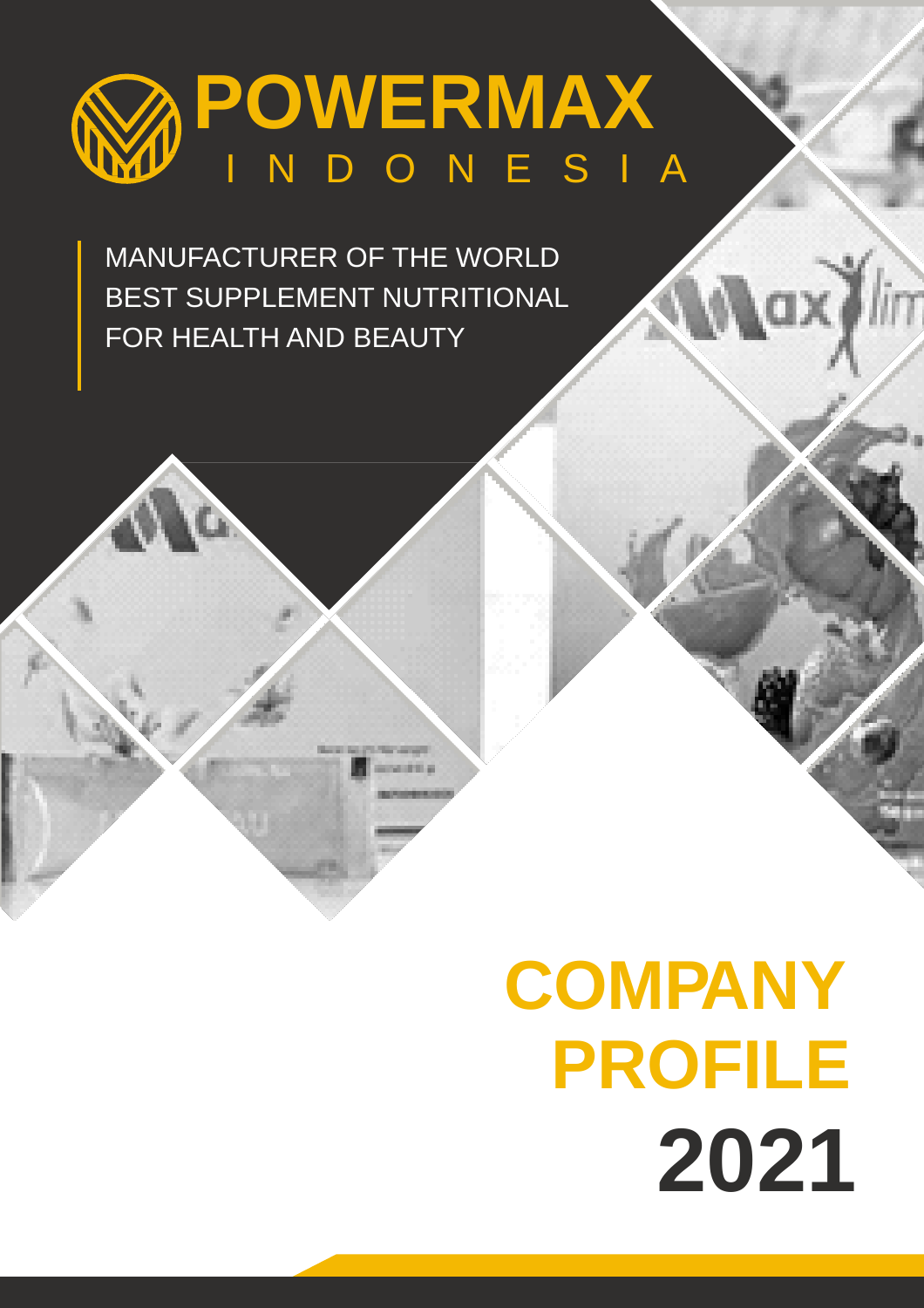# POWERMAX
INDONESIA

MANUFACTURER OF THE WORLD BEST SUPPLEMENT NUTRITIONAL FOR HEALTH AND BEAUTY

# COMPANY PROFILE 2021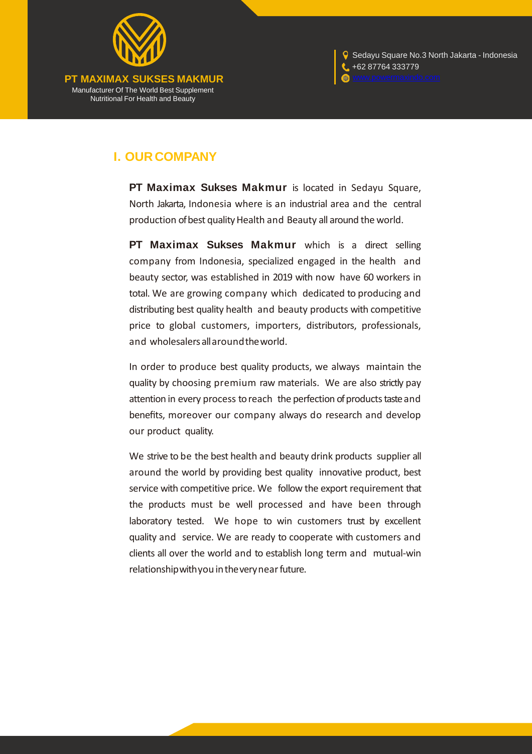## I. OUR COMPANY

**PT Maximax Sukses Makmur** is located in Sedayu Square, North Jakarta, Indonesia where is an industrial area and the central production of best quality Health and Beauty all around the world.

**PT Maximax Sukses Makmur** which is a direct selling company from Indonesia, specialized engaged in the health and beauty sector, was established in 2019 with now have 60 workers in total. We are growing company which dedicated to producing and distributing best quality health and beauty products with competitive price to global customers, importers, distributors, professionals, and wholesalers all around the world.

In order to produce best quality products, we always maintain the quality by choosing premium raw materials. We are also strictly pay attention in every process to reach the perfection of products taste and benefits, moreover our company always do research and develop our product quality.

We strive to be the best health and beauty drink products supplier all around the world by providing best quality innovative product, best service with competitive price. We follow the export requirement that the products must be well processed and have been through laboratory tested. We hope to win customers trust by excellent quality and service. We are ready to cooperate with customers and clients all over the world and to establish long term and mutual-win relationship with you in the very near future.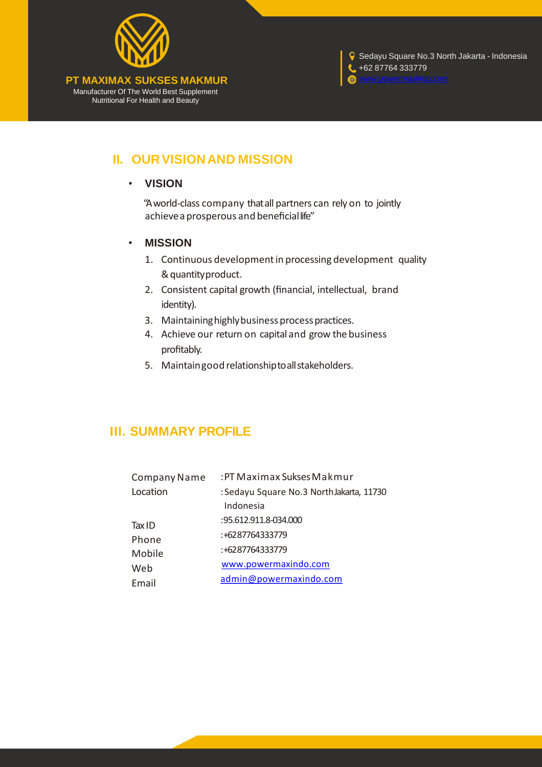## II. OUR VISION AND MISSION

- **VISION**

  "A world-class company that all partners can rely on to jointly achieve a prosperous and beneficial life"

- **MISSION**

  1. Continuous development in processing development quality & quantity product.
  2. Consistent capital growth (financial, intellectual, brand identity).
  3. Maintaining highly business process practices.
  4. Achieve our return on capital and grow the business profitably.
  5. Maintain good relationship to all stakeholders.

## III. SUMMARY PROFILE

| | |
|---|---|
| Company Name | : PT Maximax Sukses Makmur |
| Location | : Sedayu Square No.3 North Jakarta, 11730 Indonesia |
| Tax ID | : 95.612.911.8-034.000 |
| Phone | : +6287764333779 |
| Mobile | : +6287764333779 |
| Web | www.powermaxindo.com |
| Email | admin@powermaxindo.com |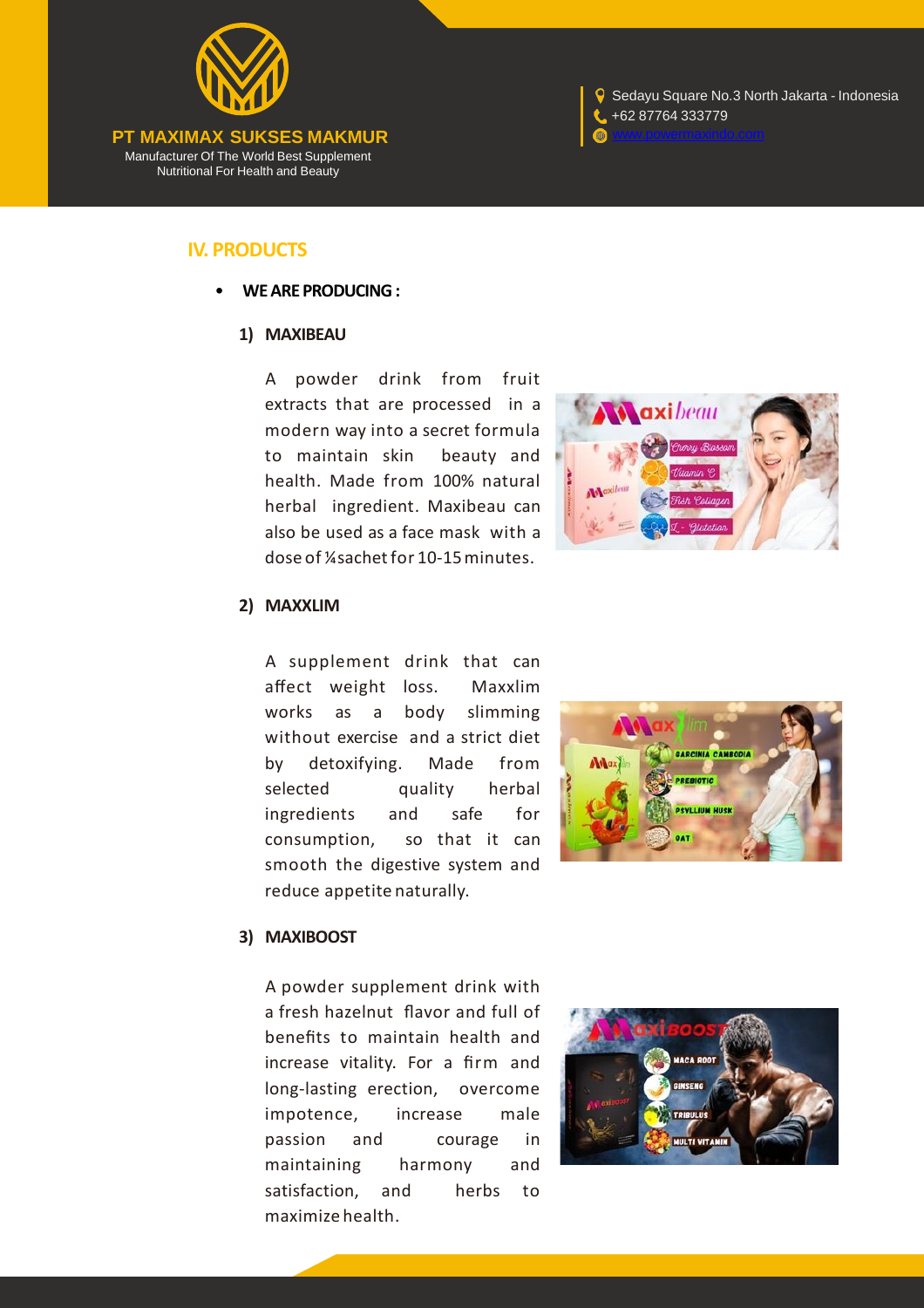## IV. PRODUCTS

- **WE ARE PRODUCING :**

**1) MAXIBEAU**

A powder drink from fruit extracts that are processed in a modern way into a secret formula to maintain skin beauty and health. Made from 100% natural herbal ingredient. Maxibeau can also be used as a face mask with a dose of ¼ sachet for 10-15 minutes.

**2) MAXXLIM**

A supplement drink that can affect weight loss. Maxxlim works as a body slimming without exercise and a strict diet by detoxifying. Made from selected quality herbal ingredients and safe for consumption, so that it can smooth the digestive system and reduce appetite naturally.

**3) MAXIBOOST**

A powder supplement drink with a fresh hazelnut flavor and full of benefits to maintain health and increase vitality. For a firm and long-lasting erection, overcome impotence, increase male passion and courage in maintaining harmony and satisfaction, and herbs to maximize health.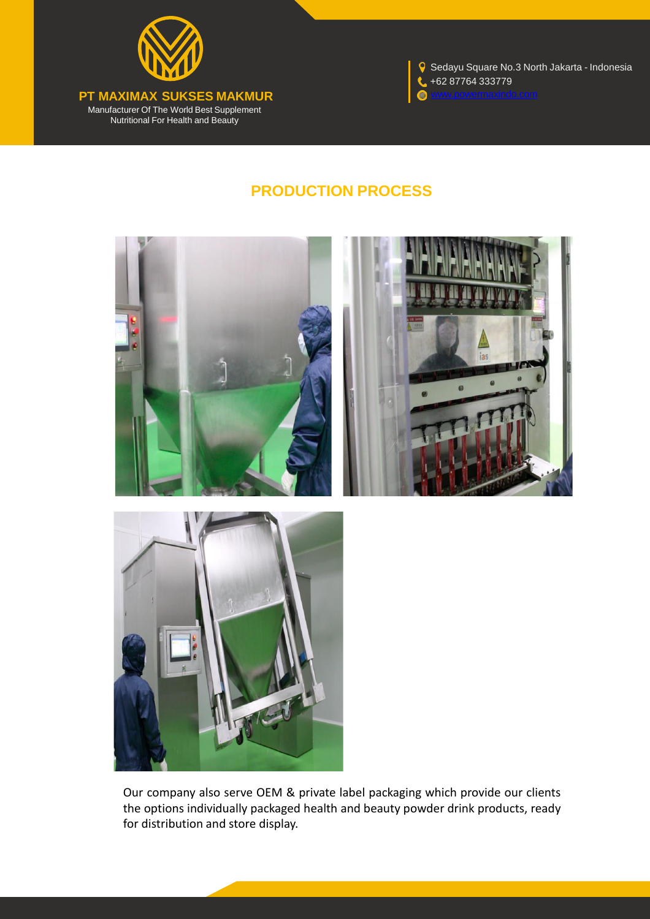PT MAXIMAX SUKSES MAKMUR
Manufacturer Of The World Best Supplement Nutritional For Health and Beauty

Sedayu Square No.3 North Jakarta - Indonesia
+62 87764 333779
www.powermaxindo.com

## PRODUCTION PROCESS

Our company also serve OEM & private label packaging which provide our clients the options individually packaged health and beauty powder drink products, ready for distribution and store display.